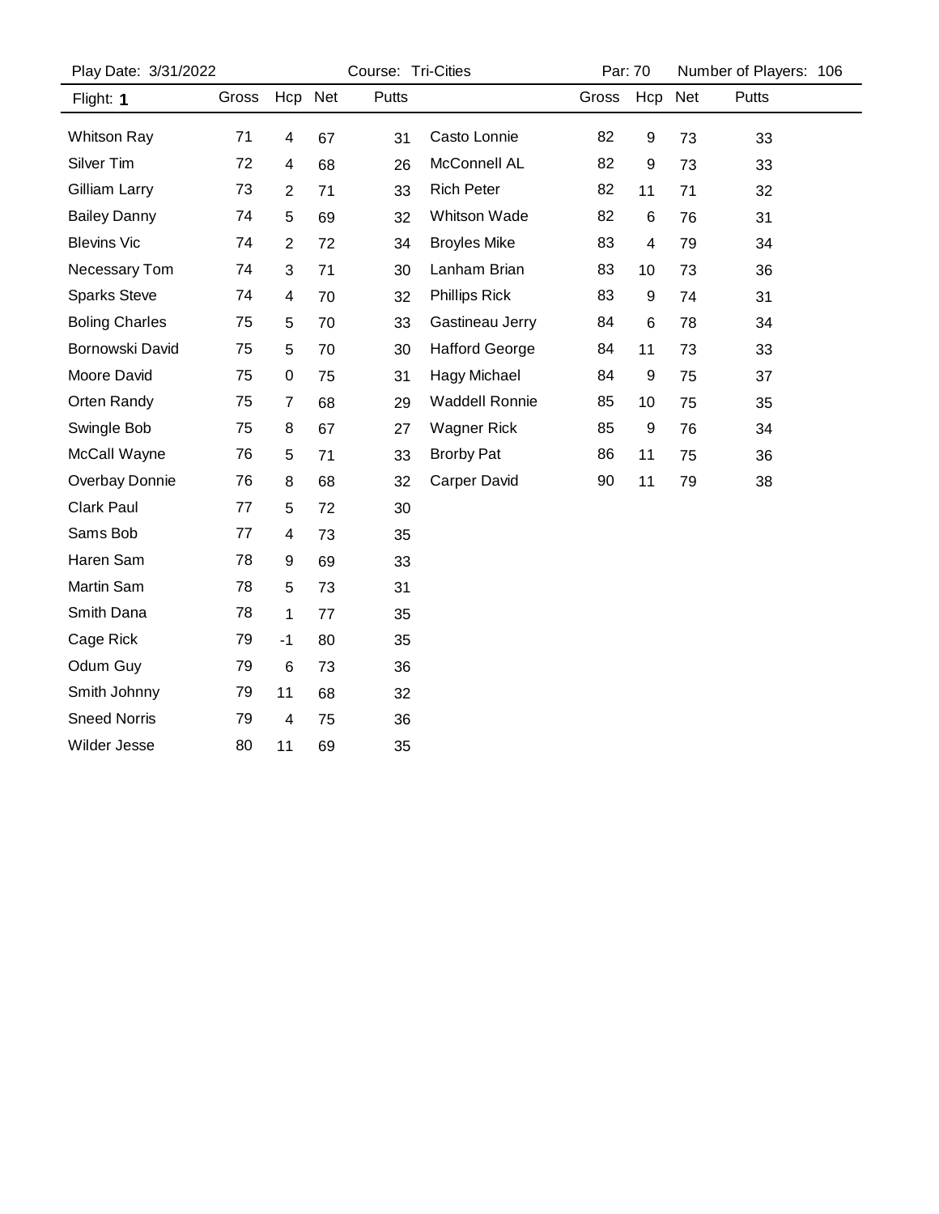Play Date: 3/31/2022 | Course: Tri-Cities | Par: 70 | Number of Players: 106

Flight: **1**

| Name | Gross | Hcp | Net | Putts |
|---|---|---|---|---|
| Whitson Ray | 71 | 4 | 67 | 31 |
| Silver Tim | 72 | 4 | 68 | 26 |
| Gilliam Larry | 73 | 2 | 71 | 33 |
| Bailey Danny | 74 | 5 | 69 | 32 |
| Blevins Vic | 74 | 2 | 72 | 34 |
| Necessary Tom | 74 | 3 | 71 | 30 |
| Sparks Steve | 74 | 4 | 70 | 32 |
| Boling Charles | 75 | 5 | 70 | 33 |
| Bornowski David | 75 | 5 | 70 | 30 |
| Moore David | 75 | 0 | 75 | 31 |
| Orten Randy | 75 | 7 | 68 | 29 |
| Swingle Bob | 75 | 8 | 67 | 27 |
| McCall Wayne | 76 | 5 | 71 | 33 |
| Overbay Donnie | 76 | 8 | 68 | 32 |
| Clark Paul | 77 | 5 | 72 | 30 |
| Sams Bob | 77 | 4 | 73 | 35 |
| Haren Sam | 78 | 9 | 69 | 33 |
| Martin Sam | 78 | 5 | 73 | 31 |
| Smith Dana | 78 | 1 | 77 | 35 |
| Cage Rick | 79 | -1 | 80 | 35 |
| Odum Guy | 79 | 6 | 73 | 36 |
| Smith Johnny | 79 | 11 | 68 | 32 |
| Sneed Norris | 79 | 4 | 75 | 36 |
| Wilder Jesse | 80 | 11 | 69 | 35 |
| Casto Lonnie | 82 | 9 | 73 | 33 |
| McConnell AL | 82 | 9 | 73 | 33 |
| Rich Peter | 82 | 11 | 71 | 32 |
| Whitson Wade | 82 | 6 | 76 | 31 |
| Broyles Mike | 83 | 4 | 79 | 34 |
| Lanham Brian | 83 | 10 | 73 | 36 |
| Phillips Rick | 83 | 9 | 74 | 31 |
| Gastineau Jerry | 84 | 6 | 78 | 34 |
| Hafford George | 84 | 11 | 73 | 33 |
| Hagy Michael | 84 | 9 | 75 | 37 |
| Waddell Ronnie | 85 | 10 | 75 | 35 |
| Wagner Rick | 85 | 9 | 76 | 34 |
| Brorby Pat | 86 | 11 | 75 | 36 |
| Carper David | 90 | 11 | 79 | 38 |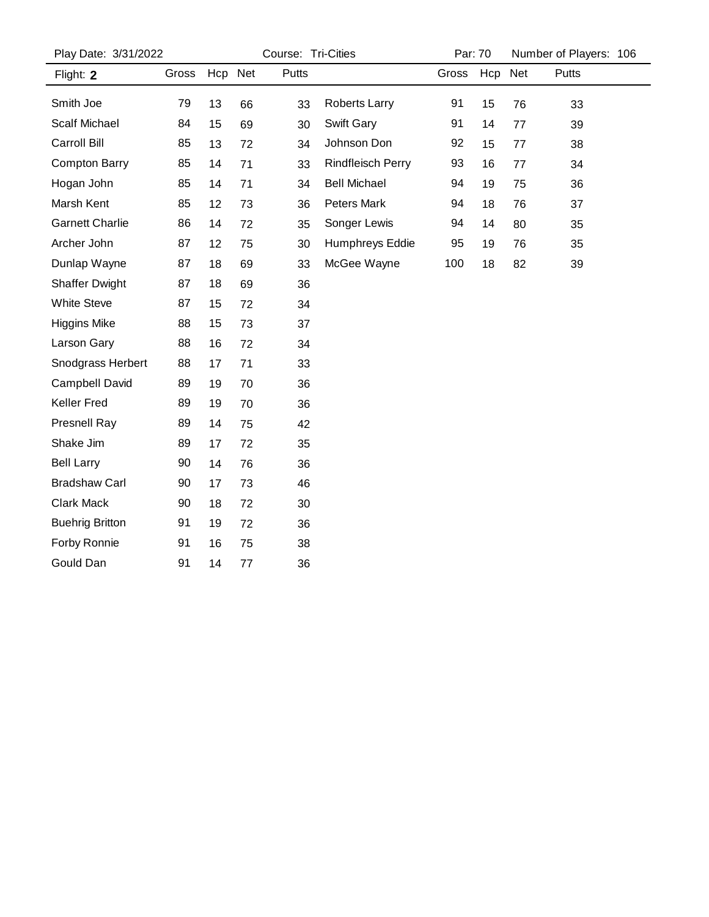Play Date: 3/31/2022 Course: Tri-Cities Par: 70 Number of Players: 106

| Flight: **2** | Gross | Hcp | Net | Putts | | Gross | Hcp | Net | Putts |
|---|---|---|---|---|---|---|---|---|---|
| Smith Joe | 79 | 13 | 66 | 33 | Roberts Larry | 91 | 15 | 76 | 33 |
| Scalf Michael | 84 | 15 | 69 | 30 | Swift Gary | 91 | 14 | 77 | 39 |
| Carroll Bill | 85 | 13 | 72 | 34 | Johnson Don | 92 | 15 | 77 | 38 |
| Compton Barry | 85 | 14 | 71 | 33 | Rindfleisch Perry | 93 | 16 | 77 | 34 |
| Hogan John | 85 | 14 | 71 | 34 | Bell Michael | 94 | 19 | 75 | 36 |
| Marsh Kent | 85 | 12 | 73 | 36 | Peters Mark | 94 | 18 | 76 | 37 |
| Garnett Charlie | 86 | 14 | 72 | 35 | Songer Lewis | 94 | 14 | 80 | 35 |
| Archer John | 87 | 12 | 75 | 30 | Humphreys Eddie | 95 | 19 | 76 | 35 |
| Dunlap Wayne | 87 | 18 | 69 | 33 | McGee Wayne | 100 | 18 | 82 | 39 |
| Shaffer Dwight | 87 | 18 | 69 | 36 | | | | | |
| White Steve | 87 | 15 | 72 | 34 | | | | | |
| Higgins Mike | 88 | 15 | 73 | 37 | | | | | |
| Larson Gary | 88 | 16 | 72 | 34 | | | | | |
| Snodgrass Herbert | 88 | 17 | 71 | 33 | | | | | |
| Campbell David | 89 | 19 | 70 | 36 | | | | | |
| Keller Fred | 89 | 19 | 70 | 36 | | | | | |
| Presnell Ray | 89 | 14 | 75 | 42 | | | | | |
| Shake Jim | 89 | 17 | 72 | 35 | | | | | |
| Bell Larry | 90 | 14 | 76 | 36 | | | | | |
| Bradshaw Carl | 90 | 17 | 73 | 46 | | | | | |
| Clark Mack | 90 | 18 | 72 | 30 | | | | | |
| Buehrig Britton | 91 | 19 | 72 | 36 | | | | | |
| Forby Ronnie | 91 | 16 | 75 | 38 | | | | | |
| Gould Dan | 91 | 14 | 77 | 36 | | | | | |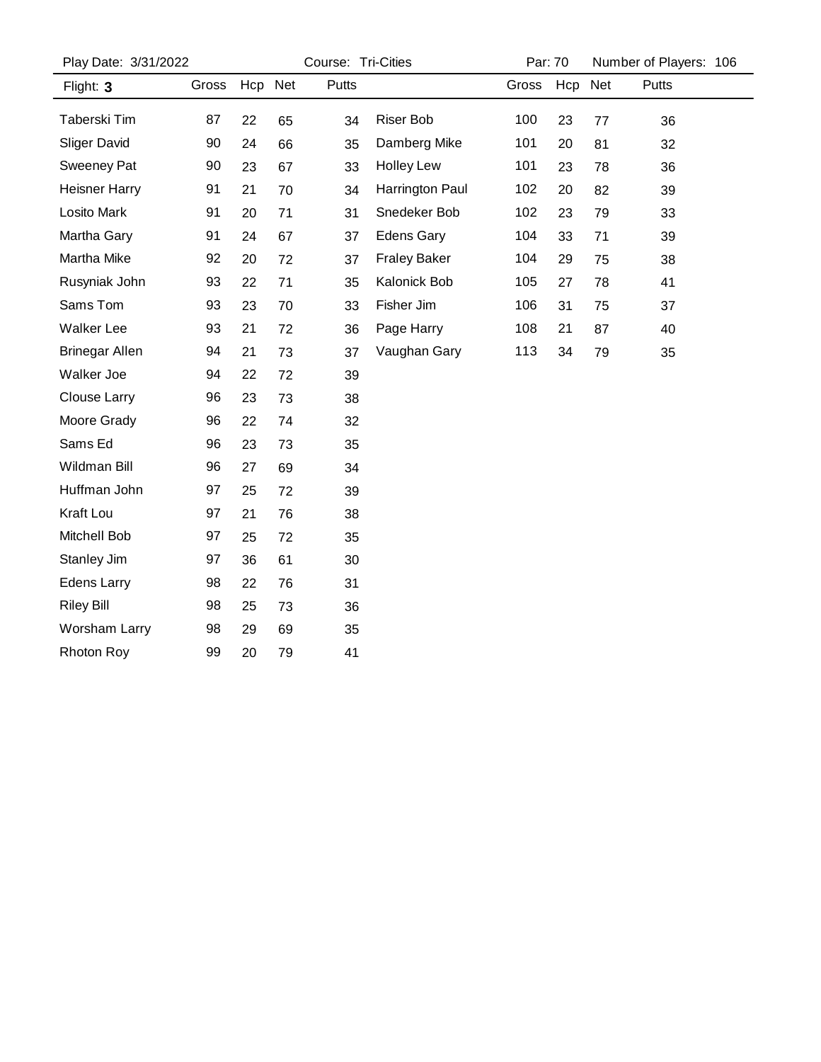Play Date: 3/31/2022 | Course: Tri-Cities | Par: 70 | Number of Players: 106

| Flight: **3** | Gross | Hcp | Net | Putts | | Gross | Hcp | Net | Putts |
|---|---|---|---|---|---|---|---|---|---|
| Taberski Tim | 87 | 22 | 65 | 34 | Riser Bob | 100 | 23 | 77 | 36 |
| Sliger David | 90 | 24 | 66 | 35 | Damberg Mike | 101 | 20 | 81 | 32 |
| Sweeney Pat | 90 | 23 | 67 | 33 | Holley Lew | 101 | 23 | 78 | 36 |
| Heisner Harry | 91 | 21 | 70 | 34 | Harrington Paul | 102 | 20 | 82 | 39 |
| Losito Mark | 91 | 20 | 71 | 31 | Snedeker Bob | 102 | 23 | 79 | 33 |
| Martha Gary | 91 | 24 | 67 | 37 | Edens Gary | 104 | 33 | 71 | 39 |
| Martha Mike | 92 | 20 | 72 | 37 | Fraley Baker | 104 | 29 | 75 | 38 |
| Rusyniak John | 93 | 22 | 71 | 35 | Kalonick Bob | 105 | 27 | 78 | 41 |
| Sams Tom | 93 | 23 | 70 | 33 | Fisher Jim | 106 | 31 | 75 | 37 |
| Walker Lee | 93 | 21 | 72 | 36 | Page Harry | 108 | 21 | 87 | 40 |
| Brinegar Allen | 94 | 21 | 73 | 37 | Vaughan Gary | 113 | 34 | 79 | 35 |
| Walker Joe | 94 | 22 | 72 | 39 | | | | | |
| Clouse Larry | 96 | 23 | 73 | 38 | | | | | |
| Moore Grady | 96 | 22 | 74 | 32 | | | | | |
| Sams Ed | 96 | 23 | 73 | 35 | | | | | |
| Wildman Bill | 96 | 27 | 69 | 34 | | | | | |
| Huffman John | 97 | 25 | 72 | 39 | | | | | |
| Kraft Lou | 97 | 21 | 76 | 38 | | | | | |
| Mitchell Bob | 97 | 25 | 72 | 35 | | | | | |
| Stanley Jim | 97 | 36 | 61 | 30 | | | | | |
| Edens Larry | 98 | 22 | 76 | 31 | | | | | |
| Riley Bill | 98 | 25 | 73 | 36 | | | | | |
| Worsham Larry | 98 | 29 | 69 | 35 | | | | | |
| Rhoton Roy | 99 | 20 | 79 | 41 | | | | | |